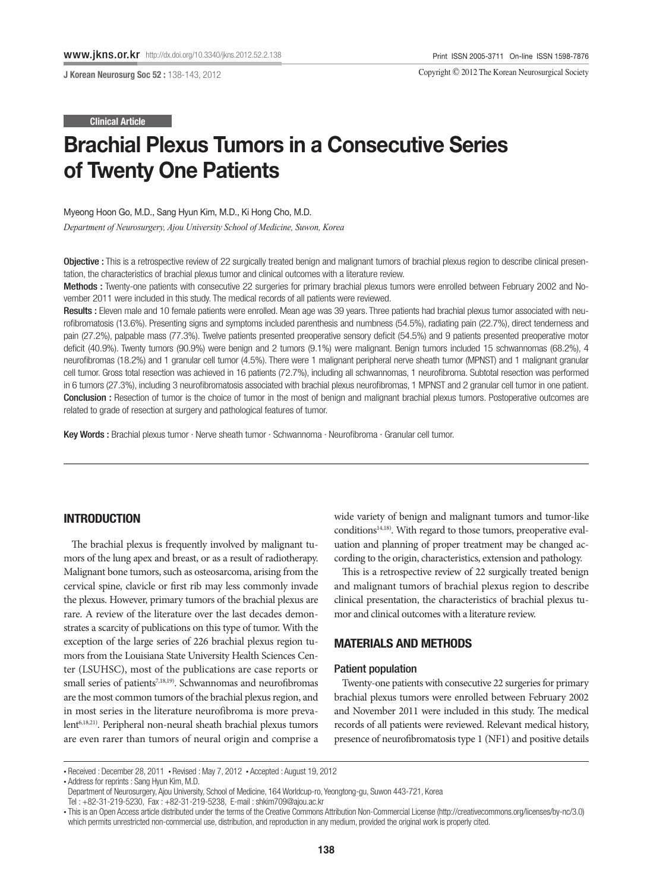Clinical Article

# Brachial Plexus Tumors in a Consecutive Series of Twenty One Patients

Myeong Hoon Go, M.D., Sang Hyun Kim, M.D., Ki Hong Cho, M.D.

*Department of Neurosurgery, Ajou University School of Medicine, Suwon, Korea*

**Objective :** This is a retrospective review of 22 surgically treated benign and malignant tumors of brachial plexus region to describe clinical presentation, the characteristics of brachial plexus tumor and clinical outcomes with a literature review.

**Methods :** Twenty-one patients with consecutive 22 surgeries for primary brachial plexus tumors were enrolled between February 2002 and November 2011 were included in this study. The medical records of all patients were reviewed.

**Results :** Eleven male and 10 female patients were enrolled. Mean age was 39 years. Three patients had brachial plexus tumor associated with neurofibromatosis (13.6%). Presenting signs and symptoms included parenthesis and numbness (54.5%), radiating pain (22.7%), direct tenderness and pain (27.2%), palpable mass (77.3%). Twelve patients presented preoperative sensory deficit (54.5%) and 9 patients presented preoperative motor deficit (40.9%). Twenty tumors (90.9%) were benign and 2 tumors (9.1%) were malignant. Benign tumors included 15 schwannomas (68.2%), 4 neurofibromas (18.2%) and 1 granular cell tumor (4.5%). There were 1 malignant peripheral nerve sheath tumor (MPNST) and 1 malignant granular cell tumor. Gross total resection was achieved in 16 patients (72.7%), including all schwannomas, 1 neurofibroma. Subtotal resection was performed in 6 tumors (27.3%), including 3 neurofibromatosis associated with brachial plexus neurofibromas, 1 MPNST and 2 granular cell tumor in one patient.

**Conclusion :** Resection of tumor is the choice of tumor in the most of benign and malignant brachial plexus tumors. Postoperative outcomes are related to grade of resection at surgery and pathological features of tumor.

**Key Words :** Brachial plexus tumor · Nerve sheath tumor · Schwannoma · Neurofibroma · Granular cell tumor.

## INTRODUCTION

The brachial plexus is frequently involved by malignant tumors of the lung apex and breast, or as a result of radiotherapy. Malignant bone tumors, such as osteosarcoma, arising from the cervical spine, clavicle or first rib may less commonly invade the plexus. However, primary tumors of the brachial plexus are rare. A review of the literature over the last decades demonstrates a scarcity of publications on this type of tumor. With the exception of the large series of 226 brachial plexus region tumors from the Louisiana State University Health Sciences Center (LSUHSC), most of the publications are case reports or small series of patients[7,18,19]. Schwannomas and neurofibromas are the most common tumors of the brachial plexus region, and in most series in the literature neurofibroma is more prevalent[6,18,21]. Peripheral non-neural sheath brachial plexus tumors are even rarer than tumors of neural origin and comprise a wide variety of benign and malignant tumors and tumor-like conditions[14,18]. With regard to those tumors, preoperative evaluation and planning of proper treatment may be changed according to the origin, characteristics, extension and pathology.

This is a retrospective review of 22 surgically treated benign and malignant tumors of brachial plexus region to describe clinical presentation, the characteristics of brachial plexus tumor and clinical outcomes with a literature review.

## MATERIALS AND METHODS

### Patient population

Twenty-one patients with consecutive 22 surgeries for primary brachial plexus tumors were enrolled between February 2002 and November 2011 were included in this study. The medical records of all patients were reviewed. Relevant medical history, presence of neurofibromatosis type 1 (NF1) and positive details

---

• Received : December 28, 2011 • Revised : May 7, 2012 • Accepted : August 19, 2012

• Address for reprints : Sang Hyun Kim, M.D.
Department of Neurosurgery, Ajou University, School of Medicine, 164 Worldcup-ro, Yeongtong-gu, Suwon 443-721, Korea
Tel : +82-31-219-5230, Fax : +82-31-219-5238, E-mail : shkim709@ajou.ac.kr

• This is an Open Access article distributed under the terms of the Creative Commons Attribution Non-Commercial License (http://creativecommons.org/licenses/by-nc/3.0) which permits unrestricted non-commercial use, distribution, and reproduction in any medium, provided the original work is properly cited.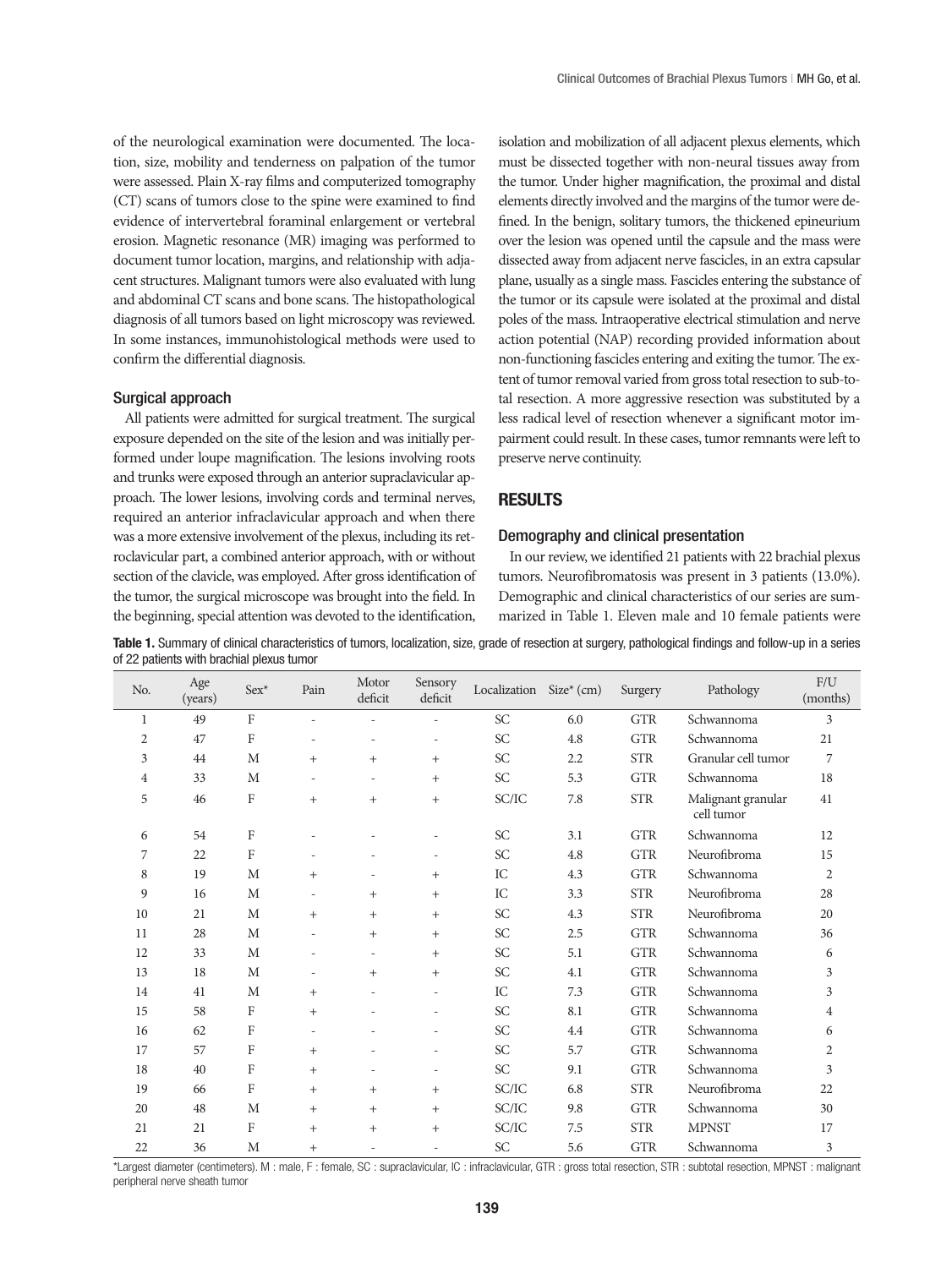of the neurological examination were documented. The location, size, mobility and tenderness on palpation of the tumor were assessed. Plain X-ray films and computerized tomography (CT) scans of tumors close to the spine were examined to find evidence of intervertebral foraminal enlargement or vertebral erosion. Magnetic resonance (MR) imaging was performed to document tumor location, margins, and relationship with adjacent structures. Malignant tumors were also evaluated with lung and abdominal CT scans and bone scans. The histopathological diagnosis of all tumors based on light microscopy was reviewed. In some instances, immunohistological methods were used to confirm the differential diagnosis.

### Surgical approach

All patients were admitted for surgical treatment. The surgical exposure depended on the site of the lesion and was initially performed under loupe magnification. The lesions involving roots and trunks were exposed through an anterior supraclavicular approach. The lower lesions, involving cords and terminal nerves, required an anterior infraclavicular approach and when there was a more extensive involvement of the plexus, including its retroclavicular part, a combined anterior approach, with or without section of the clavicle, was employed. After gross identification of the tumor, the surgical microscope was brought into the field. In the beginning, special attention was devoted to the identification, isolation and mobilization of all adjacent plexus elements, which must be dissected together with non-neural tissues away from the tumor. Under higher magnification, the proximal and distal elements directly involved and the margins of the tumor were defined. In the benign, solitary tumors, the thickened epineurium over the lesion was opened until the capsule and the mass were dissected away from adjacent nerve fascicles, in an extra capsular plane, usually as a single mass. Fascicles entering the substance of the tumor or its capsule were isolated at the proximal and distal poles of the mass. Intraoperative electrical stimulation and nerve action potential (NAP) recording provided information about non-functioning fascicles entering and exiting the tumor. The extent of tumor removal varied from gross total resection to sub-total resection. A more aggressive resection was substituted by a less radical level of resection whenever a significant motor impairment could result. In these cases, tumor remnants were left to preserve nerve continuity.

## RESULTS

### Demography and clinical presentation

In our review, we identified 21 patients with 22 brachial plexus tumors. Neurofibromatosis was present in 3 patients (13.0%). Demographic and clinical characteristics of our series are summarized in Table 1. Eleven male and 10 female patients were

**Table 1.** Summary of clinical characteristics of tumors, localization, size, grade of resection at surgery, pathological findings and follow-up in a series of 22 patients with brachial plexus tumor

| No. | Age (years) | Sex* | Pain | Motor deficit | Sensory deficit | Localization | Size* (cm) | Surgery | Pathology | F/U (months) |
|---|---|---|---|---|---|---|---|---|---|---|
| 1 | 49 | F | - | - | - | SC | 6.0 | GTR | Schwannoma | 3 |
| 2 | 47 | F | - | - | - | SC | 4.8 | GTR | Schwannoma | 21 |
| 3 | 44 | M | + | + | + | SC | 2.2 | STR | Granular cell tumor | 7 |
| 4 | 33 | M | - | - | + | SC | 5.3 | GTR | Schwannoma | 18 |
| 5 | 46 | F | + | + | + | SC/IC | 7.8 | STR | Malignant granular cell tumor | 41 |
| 6 | 54 | F | - | - | - | SC | 3.1 | GTR | Schwannoma | 12 |
| 7 | 22 | F | - | - | - | SC | 4.8 | GTR | Neurofibroma | 15 |
| 8 | 19 | M | + | - | + | IC | 4.3 | GTR | Schwannoma | 2 |
| 9 | 16 | M | - | + | + | IC | 3.3 | STR | Neurofibroma | 28 |
| 10 | 21 | M | + | + | + | SC | 4.3 | STR | Neurofibroma | 20 |
| 11 | 28 | M | - | + | + | SC | 2.5 | GTR | Schwannoma | 36 |
| 12 | 33 | M | - | - | + | SC | 5.1 | GTR | Schwannoma | 6 |
| 13 | 18 | M | - | + | + | SC | 4.1 | GTR | Schwannoma | 3 |
| 14 | 41 | M | + | - | - | IC | 7.3 | GTR | Schwannoma | 3 |
| 15 | 58 | F | + | - | - | SC | 8.1 | GTR | Schwannoma | 4 |
| 16 | 62 | F | - | - | - | SC | 4.4 | GTR | Schwannoma | 6 |
| 17 | 57 | F | + | - | - | SC | 5.7 | GTR | Schwannoma | 2 |
| 18 | 40 | F | + | - | - | SC | 9.1 | GTR | Schwannoma | 3 |
| 19 | 66 | F | + | + | + | SC/IC | 6.8 | STR | Neurofibroma | 22 |
| 20 | 48 | M | + | + | + | SC/IC | 9.8 | GTR | Schwannoma | 30 |
| 21 | 21 | F | + | + | + | SC/IC | 7.5 | STR | MPNST | 17 |
| 22 | 36 | M | + | - | - | SC | 5.6 | GTR | Schwannoma | 3 |

*Largest diameter (centimeters). M : male, F : female, SC : supraclavicular, IC : infraclavicular, GTR : gross total resection, STR : subtotal resection, MPNST : malignant peripheral nerve sheath tumor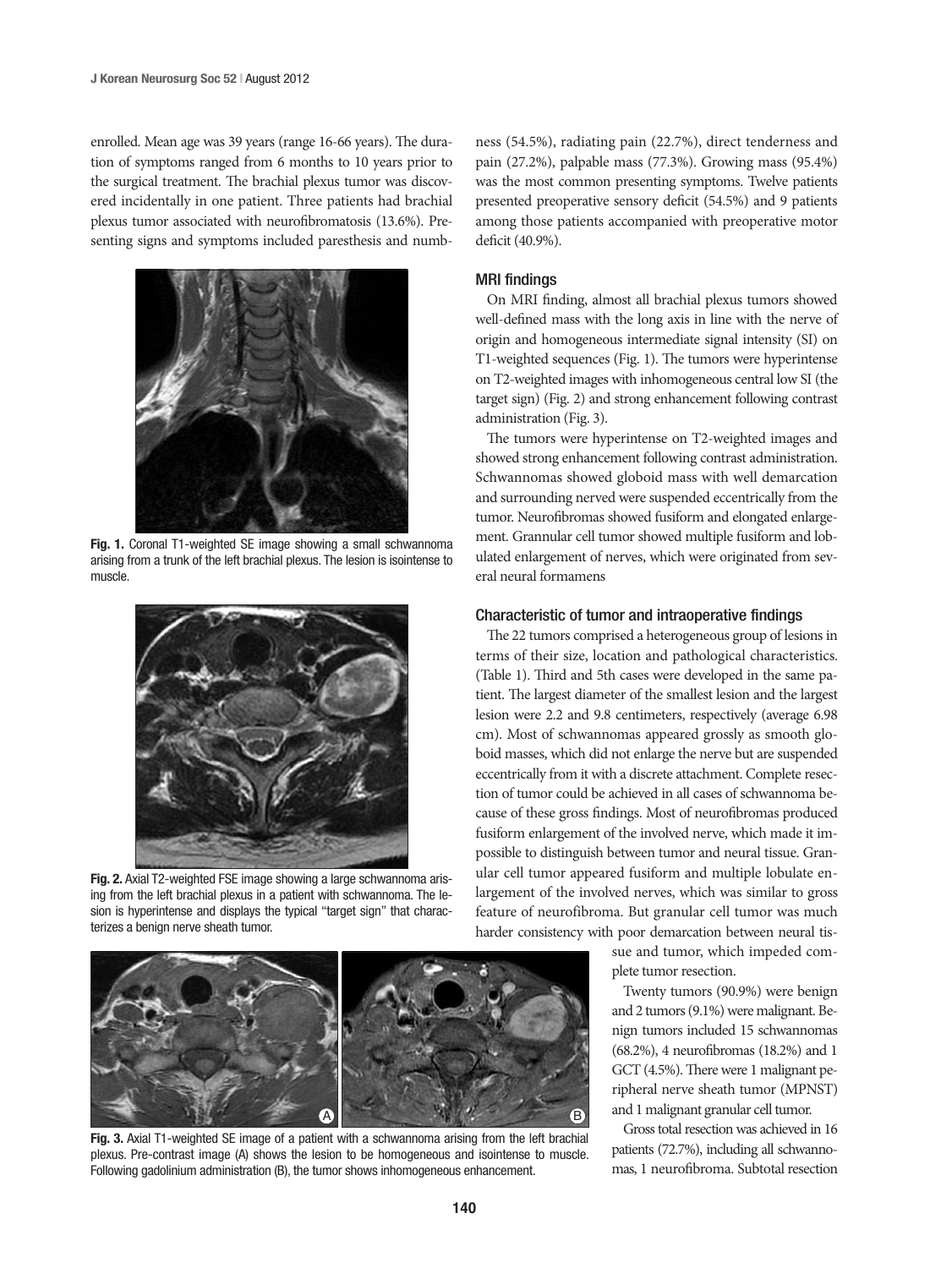enrolled. Mean age was 39 years (range 16-66 years). The duration of symptoms ranged from 6 months to 10 years prior to the surgical treatment. The brachial plexus tumor was discovered incidentally in one patient. Three patients had brachial plexus tumor associated with neurofibromatosis (13.6%). Presenting signs and symptoms included paresthesis and numbness (54.5%), radiating pain (22.7%), direct tenderness and pain (27.2%), palpable mass (77.3%). Growing mass (95.4%) was the most common presenting symptoms. Twelve patients presented preoperative sensory deficit (54.5%) and 9 patients among those patients accompanied with preoperative motor deficit (40.9%).

**Fig. 1.** Coronal T1-weighted SE image showing a small schwannoma arising from a trunk of the left brachial plexus. The lesion is isointense to muscle.

**Fig. 2.** Axial T2-weighted FSE image showing a large schwannoma arising from the left brachial plexus in a patient with schwannoma. The lesion is hyperintense and displays the typical "target sign" that characterizes a benign nerve sheath tumor.

### MRI findings

On MRI finding, almost all brachial plexus tumors showed well-defined mass with the long axis in line with the nerve of origin and homogeneous intermediate signal intensity (SI) on T1-weighted sequences (Fig. 1). The tumors were hyperintense on T2-weighted images with inhomogeneous central low SI (the target sign) (Fig. 2) and strong enhancement following contrast administration (Fig. 3).

The tumors were hyperintense on T2-weighted images and showed strong enhancement following contrast administration. Schwannomas showed globoid mass with well demarcation and surrounding nerved were suspended eccentrically from the tumor. Neurofibromas showed fusiform and elongated enlargement. Grannular cell tumor showed multiple fusiform and lobulated enlargement of nerves, which were originated from several neural formamens

### Characteristic of tumor and intraoperative findings

The 22 tumors comprised a heterogeneous group of lesions in terms of their size, location and pathological characteristics. (Table 1). Third and 5th cases were developed in the same patient. The largest diameter of the smallest lesion and the largest lesion were 2.2 and 9.8 centimeters, respectively (average 6.98 cm). Most of schwannomas appeared grossly as smooth globoid masses, which did not enlarge the nerve but are suspended eccentrically from it with a discrete attachment. Complete resection of tumor could be achieved in all cases of schwannoma because of these gross findings. Most of neurofibromas produced fusiform enlargement of the involved nerve, which made it impossible to distinguish between tumor and neural tissue. Granular cell tumor appeared fusiform and multiple lobulate enlargement of the involved nerves, which was similar to gross feature of neurofibroma. But granular cell tumor was much harder consistency with poor demarcation between neural tissue and tumor, which impeded complete tumor resection.

Twenty tumors (90.9%) were benign and 2 tumors (9.1%) were malignant. Benign tumors included 15 schwannomas (68.2%), 4 neurofibromas (18.2%) and 1 GCT (4.5%). There were 1 malignant peripheral nerve sheath tumor (MPNST) and 1 malignant granular cell tumor.

Gross total resection was achieved in 16 patients (72.7%), including all schwannomas, 1 neurofibroma. Subtotal resection

**Fig. 3.** Axial T1-weighted SE image of a patient with a schwannoma arising from the left brachial plexus. Pre-contrast image (A) shows the lesion to be homogeneous and isointense to muscle. Following gadolinium administration (B), the tumor shows inhomogeneous enhancement.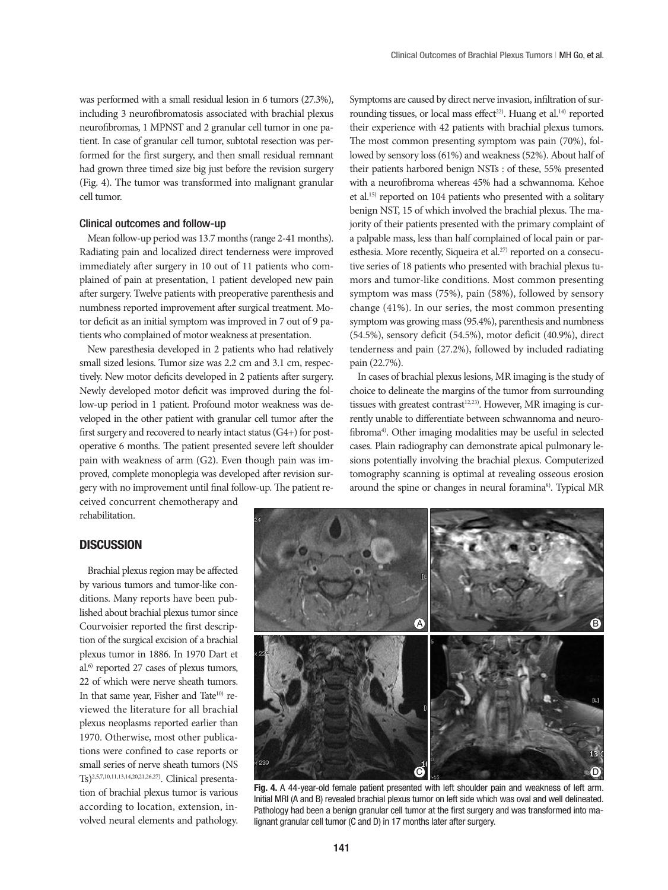was performed with a small residual lesion in 6 tumors (27.3%), including 3 neurofibromatosis associated with brachial plexus neurofibromas, 1 MPNST and 2 granular cell tumor in one patient. In case of granular cell tumor, subtotal resection was performed for the first surgery, and then small residual remnant had grown three timed size big just before the revision surgery (Fig. 4). The tumor was transformed into malignant granular cell tumor.

### Clinical outcomes and follow-up

Mean follow-up period was 13.7 months (range 2-41 months). Radiating pain and localized direct tenderness were improved immediately after surgery in 10 out of 11 patients who complained of pain at presentation, 1 patient developed new pain after surgery. Twelve patients with preoperative parenthesis and numbness reported improvement after surgical treatment. Motor deficit as an initial symptom was improved in 7 out of 9 patients who complained of motor weakness at presentation.

New paresthesia developed in 2 patients who had relatively small sized lesions. Tumor size was 2.2 cm and 3.1 cm, respectively. New motor deficits developed in 2 patients after surgery. Newly developed motor deficit was improved during the follow-up period in 1 patient. Profound motor weakness was developed in the other patient with granular cell tumor after the first surgery and recovered to nearly intact status (G4+) for postoperative 6 months. The patient presented severe left shoulder pain with weakness of arm (G2). Even though pain was improved, complete monoplegia was developed after revision surgery with no improvement until final follow-up. The patient received concurrent chemotherapy and rehabilitation.

## DISCUSSION

Brachial plexus region may be affected by various tumors and tumor-like conditions. Many reports have been published about brachial plexus tumor since Courvoisier reported the first description of the surgical excision of a brachial plexus tumor in 1886. In 1970 Dart et al.[6] reported 27 cases of plexus tumors, 22 of which were nerve sheath tumors. In that same year, Fisher and Tate[10] reviewed the literature for all brachial plexus neoplasms reported earlier than 1970. Otherwise, most other publications were confined to case reports or small series of nerve sheath tumors (NSTs)[2,5,7,10,11,13,14,20,21,26,27]. Clinical presentation of brachial plexus tumor is various according to location, extension, involved neural elements and pathology. Symptoms are caused by direct nerve invasion, infiltration of surrounding tissues, or local mass effect[22]. Huang et al.[14] reported their experience with 42 patients with brachial plexus tumors. The most common presenting symptom was pain (70%), followed by sensory loss (61%) and weakness (52%). About half of their patients harbored benign NSTs : of these, 55% presented with a neurofibroma whereas 45% had a schwannoma. Kehoe et al.[15] reported on 104 patients who presented with a solitary benign NST, 15 of which involved the brachial plexus. The majority of their patients presented with the primary complaint of a palpable mass, less than half complained of local pain or paresthesia. More recently, Siqueira et al.[27] reported on a consecutive series of 18 patients who presented with brachial plexus tumors and tumor-like conditions. Most common presenting symptom was mass (75%), pain (58%), followed by sensory change (41%). In our series, the most common presenting symptom was growing mass (95.4%), parenthesis and numbness (54.5%), sensory deficit (54.5%), motor deficit (40.9%), direct tenderness and pain (27.2%), followed by included radiating pain (22.7%).

In cases of brachial plexus lesions, MR imaging is the study of choice to delineate the margins of the tumor from surrounding tissues with greatest contrast[12,23]. However, MR imaging is currently unable to differentiate between schwannoma and neurofibroma[4]. Other imaging modalities may be useful in selected cases. Plain radiography can demonstrate apical pulmonary lesions potentially involving the brachial plexus. Computerized tomography scanning is optimal at revealing osseous erosion around the spine or changes in neural foramina[8]. Typical MR

**Fig. 4.** A 44-year-old female patient presented with left shoulder pain and weakness of left arm. Initial MRI (A and B) revealed brachial plexus tumor on left side which was oval and well delineated. Pathology had been a benign granular cell tumor at the first surgery and was transformed into malignant granular cell tumor (C and D) in 17 months later after surgery.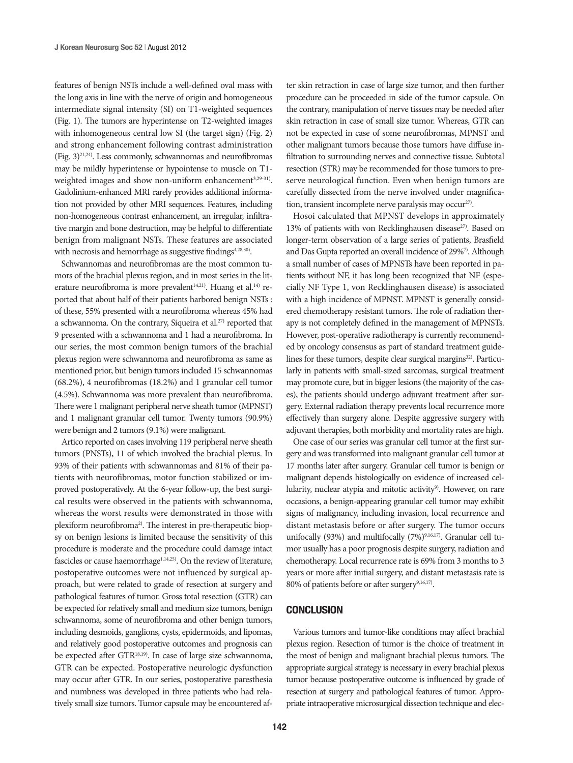features of benign NSTs include a well-defined oval mass with the long axis in line with the nerve of origin and homogeneous intermediate signal intensity (SI) on T1-weighted sequences (Fig. 1). The tumors are hyperintense on T2-weighted images with inhomogeneous central low SI (the target sign) (Fig. 2) and strong enhancement following contrast administration (Fig. 3)[21,24]. Less commonly, schwannomas and neurofibromas may be mildly hyperintense or hypointense to muscle on T1-weighted images and show non-uniform enhancement[3,29-31]. Gadolinium-enhanced MRI rarely provides additional information not provided by other MRI sequences. Features, including non-homogeneous contrast enhancement, an irregular, infiltrative margin and bone destruction, may be helpful to differentiate benign from malignant NSTs. These features are associated with necrosis and hemorrhage as suggestive findings[4,28,30].

Schwannomas and neurofibromas are the most common tumors of the brachial plexus region, and in most series in the literature neurofibroma is more prevalent[14,21]. Huang et al.[14] reported that about half of their patients harbored benign NSTs : of these, 55% presented with a neurofibroma whereas 45% had a schwannoma. On the contrary, Siqueira et al.[27] reported that 9 presented with a schwannoma and 1 had a neurofibroma. In our series, the most common benign tumors of the brachial plexus region were schwannoma and neurofibroma as same as mentioned prior, but benign tumors included 15 schwannomas (68.2%), 4 neurofibromas (18.2%) and 1 granular cell tumor (4.5%). Schwannoma was more prevalent than neurofibroma. There were 1 malignant peripheral nerve sheath tumor (MPNST) and 1 malignant granular cell tumor. Twenty tumors (90.9%) were benign and 2 tumors (9.1%) were malignant.

Artico reported on cases involving 119 peripheral nerve sheath tumors (PNSTs), 11 of which involved the brachial plexus. In 93% of their patients with schwannomas and 81% of their patients with neurofibromas, motor function stabilized or improved postoperatively. At the 6-year follow-up, the best surgical results were observed in the patients with schwannoma, whereas the worst results were demonstrated in those with plexiform neurofibroma[2]. The interest in pre-therapeutic biopsy on benign lesions is limited because the sensitivity of this procedure is moderate and the procedure could damage intact fascicles or cause haemorrhage[1,14,25]. On the review of literature, postoperative outcomes were not influenced by surgical approach, but were related to grade of resection at surgery and pathological features of tumor. Gross total resection (GTR) can be expected for relatively small and medium size tumors, benign schwannoma, some of neurofibroma and other benign tumors, including desmoids, ganglions, cysts, epidermoids, and lipomas, and relatively good postoperative outcomes and prognosis can be expected after GTR[18,19]. In case of large size schwannoma, GTR can be expected. Postoperative neurologic dysfunction may occur after GTR. In our series, postoperative paresthesia and numbness was developed in three patients who had relatively small size tumors. Tumor capsule may be encountered after skin retraction in case of large size tumor, and then further procedure can be proceeded in side of the tumor capsule. On the contrary, manipulation of nerve tissues may be needed after skin retraction in case of small size tumor. Whereas, GTR can not be expected in case of some neurofibromas, MPNST and other malignant tumors because those tumors have diffuse infiltration to surrounding nerves and connective tissue. Subtotal resection (STR) may be recommended for those tumors to preserve neurological function. Even when benign tumors are carefully dissected from the nerve involved under magnification, transient incomplete nerve paralysis may occur[27].

Hosoi calculated that MPNST develops in approximately 13% of patients with von Recklinghausen disease[27]. Based on longer-term observation of a large series of patients, Brasfield and Das Gupta reported an overall incidence of 29%[7]. Although a small number of cases of MPNSTs have been reported in patients without NF, it has long been recognized that NF (especially NF Type 1, von Recklinghausen disease) is associated with a high incidence of MPNST. MPNST is generally considered chemotherapy resistant tumors. The role of radiation therapy is not completely defined in the management of MPNSTs. However, post-operative radiotherapy is currently recommended by oncology consensus as part of standard treatment guidelines for these tumors, despite clear surgical margins[32]. Particularly in patients with small-sized sarcomas, surgical treatment may promote cure, but in bigger lesions (the majority of the cases), the patients should undergo adjuvant treatment after surgery. External radiation therapy prevents local recurrence more effectively than surgery alone. Despite aggressive surgery with adjuvant therapies, both morbidity and mortality rates are high.

One case of our series was granular cell tumor at the first surgery and was transformed into malignant granular cell tumor at 17 months later after surgery. Granular cell tumor is benign or malignant depends histologically on evidence of increased cellularity, nuclear atypia and mitotic activity[9]. However, on rare occasions, a benign-appearing granular cell tumor may exhibit signs of malignancy, including invasion, local recurrence and distant metastasis before or after surgery. The tumor occurs unifocally (93%) and multifocally (7%)[9,16,17]. Granular cell tumor usually has a poor prognosis despite surgery, radiation and chemotherapy. Local recurrence rate is 69% from 3 months to 3 years or more after initial surgery, and distant metastasis rate is 80% of patients before or after surgery[9,16,17].

## CONCLUSION

Various tumors and tumor-like conditions may affect brachial plexus region. Resection of tumor is the choice of treatment in the most of benign and malignant brachial plexus tumors. The appropriate surgical strategy is necessary in every brachial plexus tumor because postoperative outcome is influenced by grade of resection at surgery and pathological features of tumor. Appropriate intraoperative microsurgical dissection technique and elec-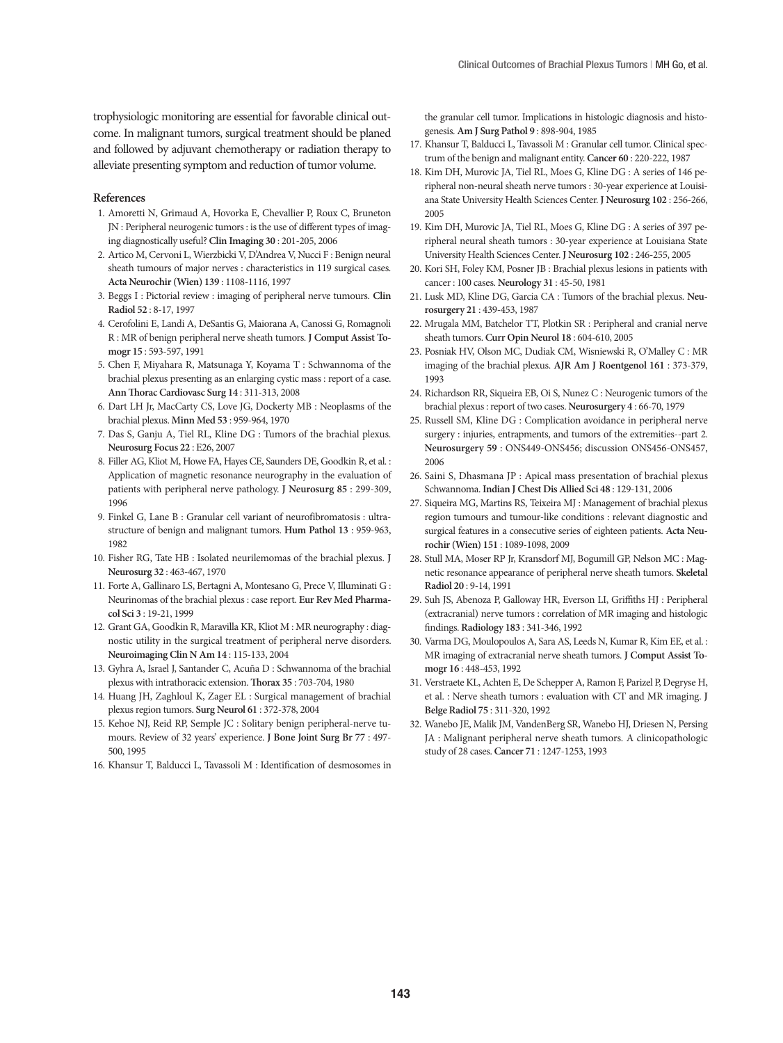trophysiologic monitoring are essential for favorable clinical outcome. In malignant tumors, surgical treatment should be planed and followed by adjuvant chemotherapy or radiation therapy to alleviate presenting symptom and reduction of tumor volume.

## References

1. Amoretti N, Grimaud A, Hovorka E, Chevallier P, Roux C, Bruneton JN : Peripheral neurogenic tumors : is the use of different types of imaging diagnostically useful? **Clin Imaging 30** : 201-205, 2006
2. Artico M, Cervoni L, Wierzbicki V, D'Andrea V, Nucci F : Benign neural sheath tumours of major nerves : characteristics in 119 surgical cases. **Acta Neurochir (Wien) 139** : 1108-1116, 1997
3. Beggs I : Pictorial review : imaging of peripheral nerve tumours. **Clin Radiol 52** : 8-17, 1997
4. Cerofolini E, Landi A, DeSantis G, Maiorana A, Canossi G, Romagnoli R : MR of benign peripheral nerve sheath tumors. **J Comput Assist Tomogr 15** : 593-597, 1991
5. Chen F, Miyahara R, Matsunaga Y, Koyama T : Schwannoma of the brachial plexus presenting as an enlarging cystic mass : report of a case. **Ann Thorac Cardiovasc Surg 14** : 311-313, 2008
6. Dart LH Jr, MacCarty CS, Love JG, Dockerty MB : Neoplasms of the brachial plexus. **Minn Med 53** : 959-964, 1970
7. Das S, Ganju A, Tiel RL, Kline DG : Tumors of the brachial plexus. **Neurosurg Focus 22** : E26, 2007
8. Filler AG, Kliot M, Howe FA, Hayes CE, Saunders DE, Goodkin R, et al. : Application of magnetic resonance neurography in the evaluation of patients with peripheral nerve pathology. **J Neurosurg 85** : 299-309, 1996
9. Finkel G, Lane B : Granular cell variant of neurofibromatosis : ultrastructure of benign and malignant tumors. **Hum Pathol 13** : 959-963, 1982
10. Fisher RG, Tate HB : Isolated neurilemomas of the brachial plexus. **J Neurosurg 32** : 463-467, 1970
11. Forte A, Gallinaro LS, Bertagni A, Montesano G, Prece V, Illuminati G : Neurinomas of the brachial plexus : case report. **Eur Rev Med Pharmacol Sci 3** : 19-21, 1999
12. Grant GA, Goodkin R, Maravilla KR, Kliot M : MR neurography : diagnostic utility in the surgical treatment of peripheral nerve disorders. **Neuroimaging Clin N Am 14** : 115-133, 2004
13. Gyhra A, Israel J, Santander C, Acuña D : Schwannoma of the brachial plexus with intrathoracic extension. **Thorax 35** : 703-704, 1980
14. Huang JH, Zaghloul K, Zager EL : Surgical management of brachial plexus region tumors. **Surg Neurol 61** : 372-378, 2004
15. Kehoe NJ, Reid RP, Semple JC : Solitary benign peripheral-nerve tumours. Review of 32 years' experience. **J Bone Joint Surg Br 77** : 497-500, 1995
16. Khansur T, Balducci L, Tavassoli M : Identification of desmosomes in the granular cell tumor. Implications in histologic diagnosis and histogenesis. **Am J Surg Pathol 9** : 898-904, 1985
17. Khansur T, Balducci L, Tavassoli M : Granular cell tumor. Clinical spectrum of the benign and malignant entity. **Cancer 60** : 220-222, 1987
18. Kim DH, Murovic JA, Tiel RL, Moes G, Kline DG : A series of 146 peripheral non-neural sheath nerve tumors : 30-year experience at Louisiana State University Health Sciences Center. **J Neurosurg 102** : 256-266, 2005
19. Kim DH, Murovic JA, Tiel RL, Moes G, Kline DG : A series of 397 peripheral neural sheath tumors : 30-year experience at Louisiana State University Health Sciences Center. **J Neurosurg 102** : 246-255, 2005
20. Kori SH, Foley KM, Posner JB : Brachial plexus lesions in patients with cancer : 100 cases. **Neurology 31** : 45-50, 1981
21. Lusk MD, Kline DG, Garcia CA : Tumors of the brachial plexus. **Neurosurgery 21** : 439-453, 1987
22. Mrugala MM, Batchelor TT, Plotkin SR : Peripheral and cranial nerve sheath tumors. **Curr Opin Neurol 18** : 604-610, 2005
23. Posniak HV, Olson MC, Dudiak CM, Wisniewski R, O'Malley C : MR imaging of the brachial plexus. **AJR Am J Roentgenol 161** : 373-379, 1993
24. Richardson RR, Siqueira EB, Oi S, Nunez C : Neurogenic tumors of the brachial plexus : report of two cases. **Neurosurgery 4** : 66-70, 1979
25. Russell SM, Kline DG : Complication avoidance in peripheral nerve surgery : injuries, entrapments, and tumors of the extremities--part 2. **Neurosurgery 59** : ONS449-ONS456; discussion ONS456-ONS457, 2006
26. Saini S, Dhasmana JP : Apical mass presentation of brachial plexus Schwannoma. **Indian J Chest Dis Allied Sci 48** : 129-131, 2006
27. Siqueira MG, Martins RS, Teixeira MJ : Management of brachial plexus region tumours and tumour-like conditions : relevant diagnostic and surgical features in a consecutive series of eighteen patients. **Acta Neurochir (Wien) 151** : 1089-1098, 2009
28. Stull MA, Moser RP Jr, Kransdorf MJ, Bogumill GP, Nelson MC : Magnetic resonance appearance of peripheral nerve sheath tumors. **Skeletal Radiol 20** : 9-14, 1991
29. Suh JS, Abenoza P, Galloway HR, Everson LI, Griffiths HJ : Peripheral (extracranial) nerve tumors : correlation of MR imaging and histologic findings. **Radiology 183** : 341-346, 1992
30. Varma DG, Moulopoulos A, Sara AS, Leeds N, Kumar R, Kim EE, et al. : MR imaging of extracranial nerve sheath tumors. **J Comput Assist Tomogr 16** : 448-453, 1992
31. Verstraete KL, Achten E, De Schepper A, Ramon F, Parizel P, Degryse H, et al. : Nerve sheath tumors : evaluation with CT and MR imaging. **J Belge Radiol 75** : 311-320, 1992
32. Wanebo JE, Malik JM, VandenBerg SR, Wanebo HJ, Driesen N, Persing JA : Malignant peripheral nerve sheath tumors. A clinicopathologic study of 28 cases. **Cancer 71** : 1247-1253, 1993